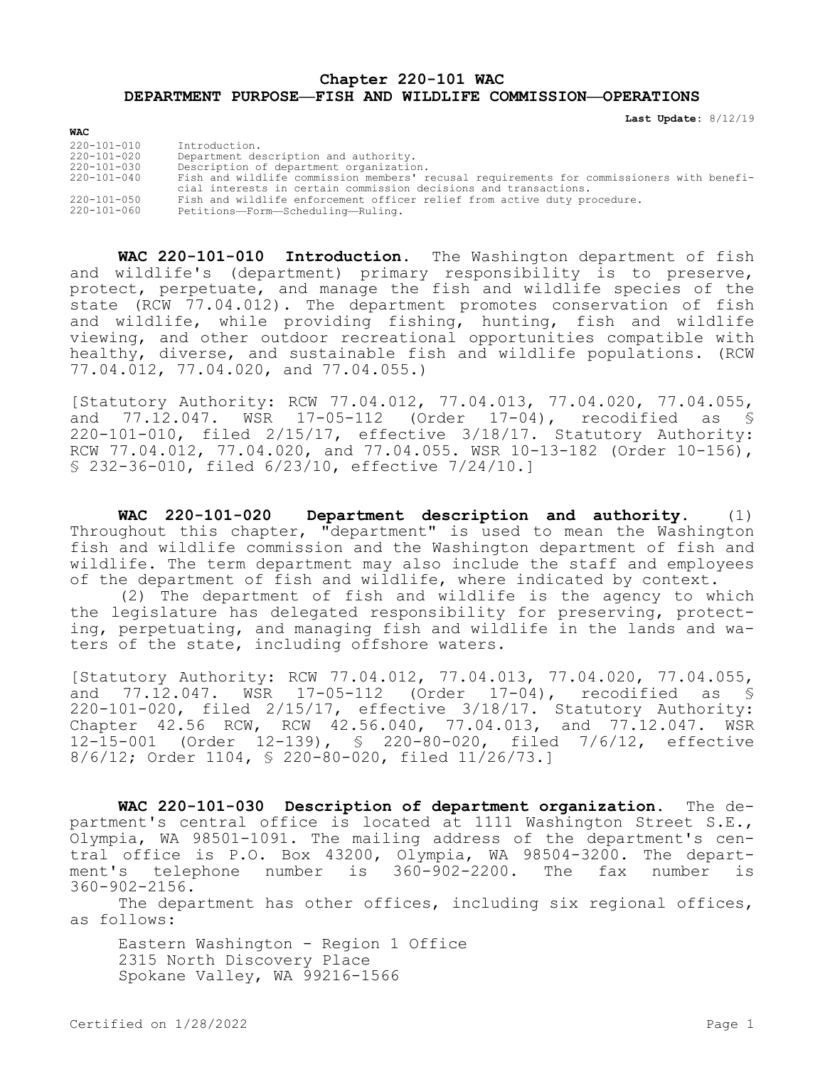# Chapter 220-101 WAC
# DEPARTMENT PURPOSE—FISH AND WILDLIFE COMMISSION—OPERATIONS

**Last Update:** 8/12/19

**WAC**

| | |
|---|---|
| 220-101-010 | Introduction. |
| 220-101-020 | Department description and authority. |
| 220-101-030 | Description of department organization. |
| 220-101-040 | Fish and wildlife commission members' recusal requirements for commissioners with beneficial interests in certain commission decisions and transactions. |
| 220-101-050 | Fish and wildlife enforcement officer relief from active duty procedure. |
| 220-101-060 | Petitions—Form—Scheduling—Ruling. |

**WAC 220-101-010 Introduction.** The Washington department of fish and wildlife's (department) primary responsibility is to preserve, protect, perpetuate, and manage the fish and wildlife species of the state (RCW 77.04.012). The department promotes conservation of fish and wildlife, while providing fishing, hunting, fish and wildlife viewing, and other outdoor recreational opportunities compatible with healthy, diverse, and sustainable fish and wildlife populations. (RCW 77.04.012, 77.04.020, and 77.04.055.)

[Statutory Authority: RCW 77.04.012, 77.04.013, 77.04.020, 77.04.055, and 77.12.047. WSR 17-05-112 (Order 17-04), recodified as § 220-101-010, filed 2/15/17, effective 3/18/17. Statutory Authority: RCW 77.04.012, 77.04.020, and 77.04.055. WSR 10-13-182 (Order 10-156), § 232-36-010, filed 6/23/10, effective 7/24/10.]

**WAC 220-101-020 Department description and authority.** (1) Throughout this chapter, "department" is used to mean the Washington fish and wildlife commission and the Washington department of fish and wildlife. The term department may also include the staff and employees of the department of fish and wildlife, where indicated by context.

(2) The department of fish and wildlife is the agency to which the legislature has delegated responsibility for preserving, protecting, perpetuating, and managing fish and wildlife in the lands and waters of the state, including offshore waters.

[Statutory Authority: RCW 77.04.012, 77.04.013, 77.04.020, 77.04.055, and 77.12.047. WSR 17-05-112 (Order 17-04), recodified as § 220-101-020, filed 2/15/17, effective 3/18/17. Statutory Authority: Chapter 42.56 RCW, RCW 42.56.040, 77.04.013, and 77.12.047. WSR 12-15-001 (Order 12-139), § 220-80-020, filed 7/6/12, effective 8/6/12; Order 1104, § 220-80-020, filed 11/26/73.]

**WAC 220-101-030 Description of department organization.** The department's central office is located at 1111 Washington Street S.E., Olympia, WA 98501-1091. The mailing address of the department's central office is P.O. Box 43200, Olympia, WA 98504-3200. The department's telephone number is 360-902-2200. The fax number is 360-902-2156.

The department has other offices, including six regional offices, as follows:

Eastern Washington - Region 1 Office
2315 North Discovery Place
Spokane Valley, WA 99216-1566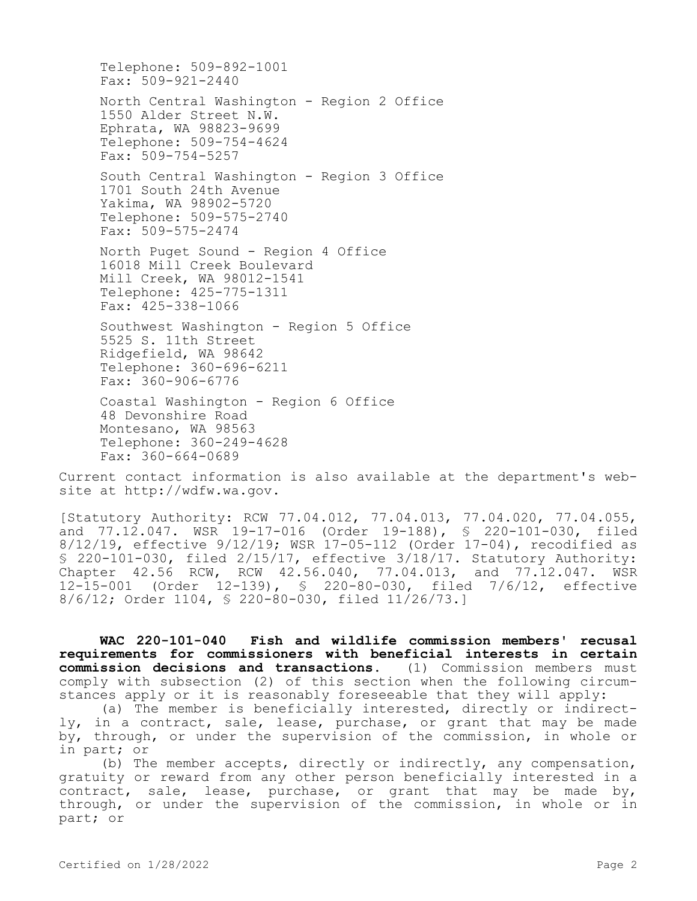Telephone: 509-892-1001
Fax: 509-921-2440

North Central Washington - Region 2 Office
1550 Alder Street N.W.
Ephrata, WA 98823-9699
Telephone: 509-754-4624
Fax: 509-754-5257

South Central Washington - Region 3 Office
1701 South 24th Avenue
Yakima, WA 98902-5720
Telephone: 509-575-2740
Fax: 509-575-2474

North Puget Sound - Region 4 Office
16018 Mill Creek Boulevard
Mill Creek, WA 98012-1541
Telephone: 425-775-1311
Fax: 425-338-1066

Southwest Washington - Region 5 Office
5525 S. 11th Street
Ridgefield, WA 98642
Telephone: 360-696-6211
Fax: 360-906-6776

Coastal Washington - Region 6 Office
48 Devonshire Road
Montesano, WA 98563
Telephone: 360-249-4628
Fax: 360-664-0689

Current contact information is also available at the department's website at http://wdfw.wa.gov.

[Statutory Authority: RCW 77.04.012, 77.04.013, 77.04.020, 77.04.055, and 77.12.047. WSR 19-17-016 (Order 19-188), § 220-101-030, filed 8/12/19, effective 9/12/19; WSR 17-05-112 (Order 17-04), recodified as § 220-101-030, filed 2/15/17, effective 3/18/17. Statutory Authority: Chapter 42.56 RCW, RCW 42.56.040, 77.04.013, and 77.12.047. WSR 12-15-001 (Order 12-139), § 220-80-030, filed 7/6/12, effective 8/6/12; Order 1104, § 220-80-030, filed 11/26/73.]

**WAC 220-101-040 Fish and wildlife commission members' recusal requirements for commissioners with beneficial interests in certain commission decisions and transactions.** (1) Commission members must comply with subsection (2) of this section when the following circumstances apply or it is reasonably foreseeable that they will apply:

(a) The member is beneficially interested, directly or indirectly, in a contract, sale, lease, purchase, or grant that may be made by, through, or under the supervision of the commission, in whole or in part; or

(b) The member accepts, directly or indirectly, any compensation, gratuity or reward from any other person beneficially interested in a contract, sale, lease, purchase, or grant that may be made by, through, or under the supervision of the commission, in whole or in part; or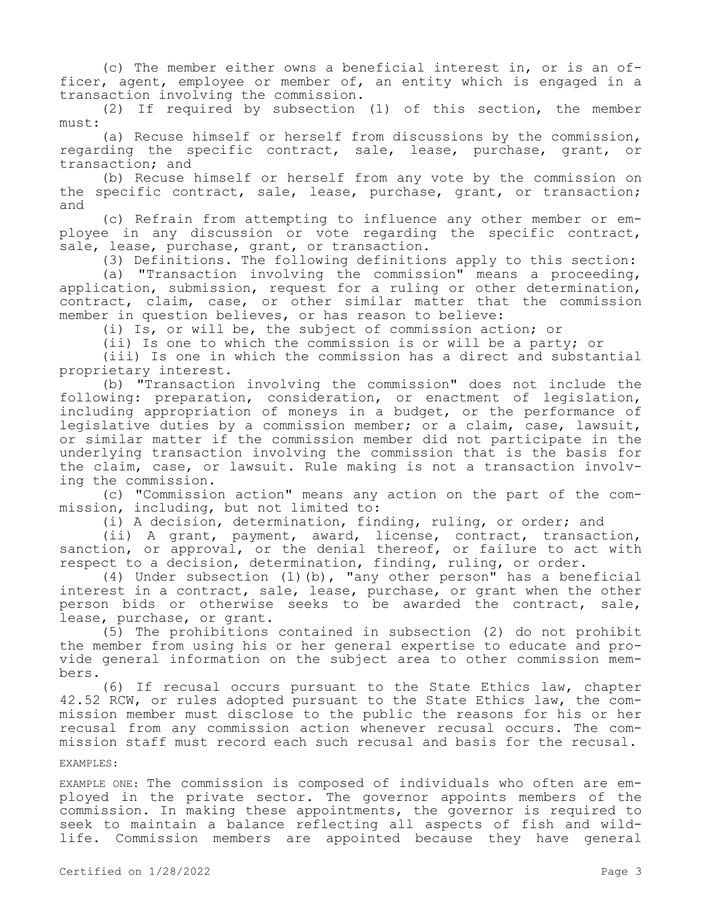(c) The member either owns a beneficial interest in, or is an officer, agent, employee or member of, an entity which is engaged in a transaction involving the commission.

(2) If required by subsection (1) of this section, the member must:

(a) Recuse himself or herself from discussions by the commission, regarding the specific contract, sale, lease, purchase, grant, or transaction; and

(b) Recuse himself or herself from any vote by the commission on the specific contract, sale, lease, purchase, grant, or transaction; and

(c) Refrain from attempting to influence any other member or employee in any discussion or vote regarding the specific contract, sale, lease, purchase, grant, or transaction.

(3) Definitions. The following definitions apply to this section:

(a) "Transaction involving the commission" means a proceeding, application, submission, request for a ruling or other determination, contract, claim, case, or other similar matter that the commission member in question believes, or has reason to believe:

(i) Is, or will be, the subject of commission action; or

(ii) Is one to which the commission is or will be a party; or

(iii) Is one in which the commission has a direct and substantial proprietary interest.

(b) "Transaction involving the commission" does not include the following: preparation, consideration, or enactment of legislation, including appropriation of moneys in a budget, or the performance of legislative duties by a commission member; or a claim, case, lawsuit, or similar matter if the commission member did not participate in the underlying transaction involving the commission that is the basis for the claim, case, or lawsuit. Rule making is not a transaction involving the commission.

(c) "Commission action" means any action on the part of the commission, including, but not limited to:

(i) A decision, determination, finding, ruling, or order; and

(ii) A grant, payment, award, license, contract, transaction, sanction, or approval, or the denial thereof, or failure to act with respect to a decision, determination, finding, ruling, or order.

(4) Under subsection (1)(b), "any other person" has a beneficial interest in a contract, sale, lease, purchase, or grant when the other person bids or otherwise seeks to be awarded the contract, sale, lease, purchase, or grant.

(5) The prohibitions contained in subsection (2) do not prohibit the member from using his or her general expertise to educate and provide general information on the subject area to other commission members.

(6) If recusal occurs pursuant to the State Ethics law, chapter 42.52 RCW, or rules adopted pursuant to the State Ethics law, the commission member must disclose to the public the reasons for his or her recusal from any commission action whenever recusal occurs. The commission staff must record each such recusal and basis for the recusal.

EXAMPLES:

EXAMPLE ONE: The commission is composed of individuals who often are employed in the private sector. The governor appoints members of the commission. In making these appointments, the governor is required to seek to maintain a balance reflecting all aspects of fish and wildlife. Commission members are appointed because they have general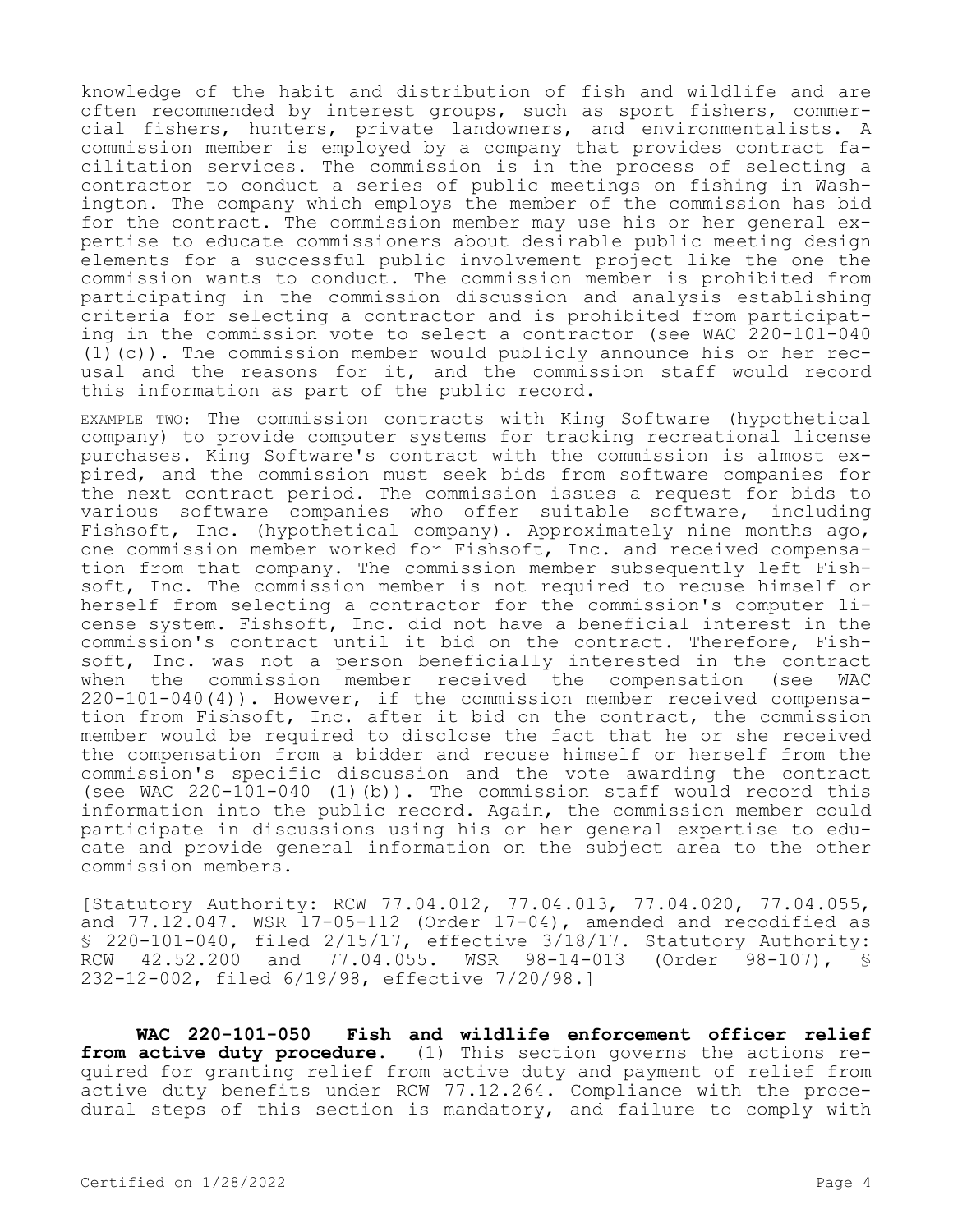knowledge of the habit and distribution of fish and wildlife and are often recommended by interest groups, such as sport fishers, commercial fishers, hunters, private landowners, and environmentalists. A commission member is employed by a company that provides contract facilitation services. The commission is in the process of selecting a contractor to conduct a series of public meetings on fishing in Washington. The company which employs the member of the commission has bid for the contract. The commission member may use his or her general expertise to educate commissioners about desirable public meeting design elements for a successful public involvement project like the one the commission wants to conduct. The commission member is prohibited from participating in the commission discussion and analysis establishing criteria for selecting a contractor and is prohibited from participating in the commission vote to select a contractor (see WAC 220-101-040 (1)(c)). The commission member would publicly announce his or her recusal and the reasons for it, and the commission staff would record this information as part of the public record.

EXAMPLE TWO: The commission contracts with King Software (hypothetical company) to provide computer systems for tracking recreational license purchases. King Software's contract with the commission is almost expired, and the commission must seek bids from software companies for the next contract period. The commission issues a request for bids to various software companies who offer suitable software, including Fishsoft, Inc. (hypothetical company). Approximately nine months ago, one commission member worked for Fishsoft, Inc. and received compensation from that company. The commission member subsequently left Fishsoft, Inc. The commission member is not required to recuse himself or herself from selecting a contractor for the commission's computer license system. Fishsoft, Inc. did not have a beneficial interest in the commission's contract until it bid on the contract. Therefore, Fishsoft, Inc. was not a person beneficially interested in the contract when the commission member received the compensation (see WAC 220-101-040(4)). However, if the commission member received compensation from Fishsoft, Inc. after it bid on the contract, the commission member would be required to disclose the fact that he or she received the compensation from a bidder and recuse himself or herself from the commission's specific discussion and the vote awarding the contract (see WAC 220-101-040 (1)(b)). The commission staff would record this information into the public record. Again, the commission member could participate in discussions using his or her general expertise to educate and provide general information on the subject area to the other commission members.

[Statutory Authority: RCW 77.04.012, 77.04.013, 77.04.020, 77.04.055, and 77.12.047. WSR 17-05-112 (Order 17-04), amended and recodified as § 220-101-040, filed 2/15/17, effective 3/18/17. Statutory Authority: RCW 42.52.200 and 77.04.055. WSR 98-14-013 (Order 98-107), § 232-12-002, filed 6/19/98, effective 7/20/98.]

**WAC 220-101-050 Fish and wildlife enforcement officer relief from active duty procedure.** (1) This section governs the actions required for granting relief from active duty and payment of relief from active duty benefits under RCW 77.12.264. Compliance with the procedural steps of this section is mandatory, and failure to comply with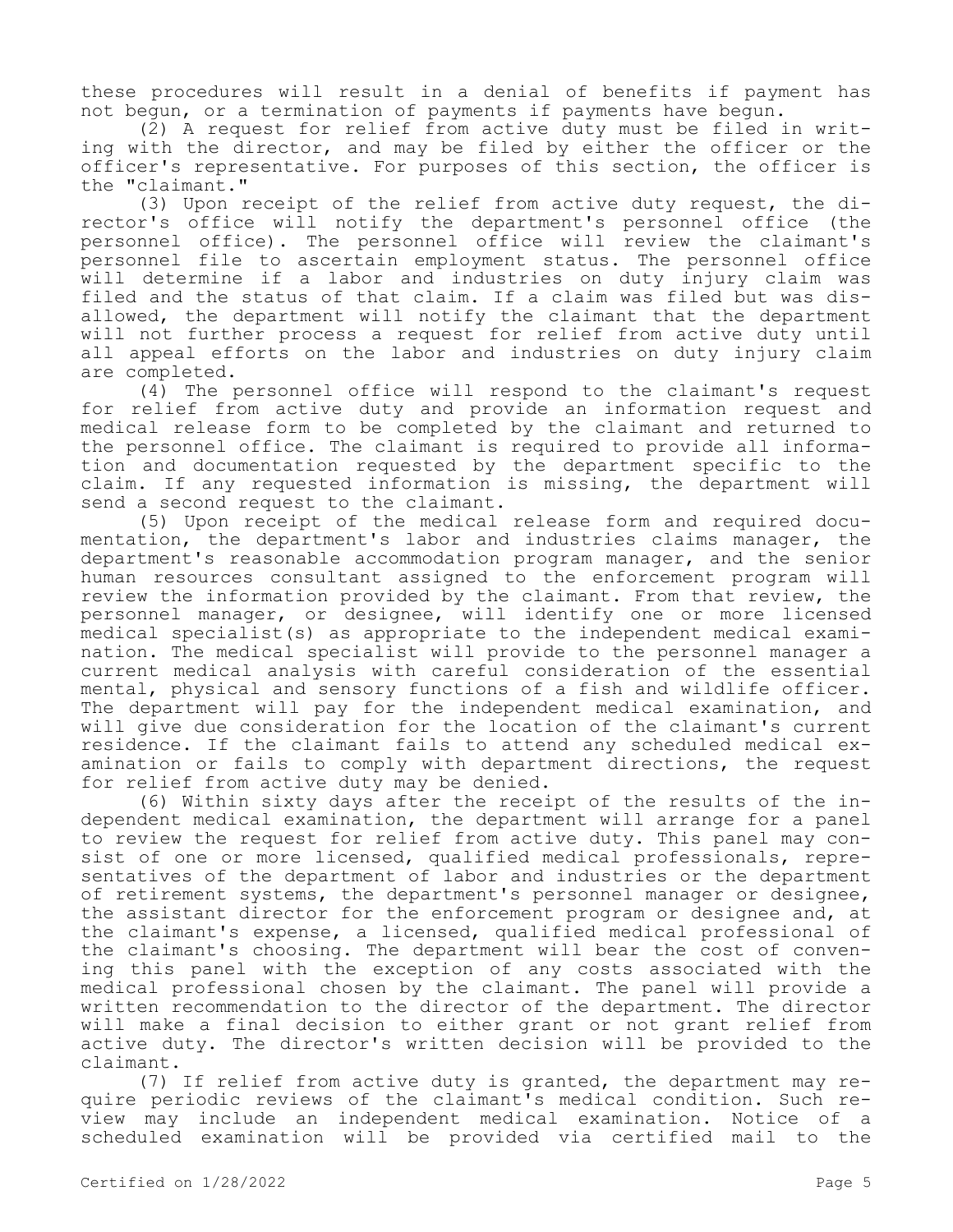these procedures will result in a denial of benefits if payment has not begun, or a termination of payments if payments have begun.

(2) A request for relief from active duty must be filed in writing with the director, and may be filed by either the officer or the officer's representative. For purposes of this section, the officer is the "claimant."

(3) Upon receipt of the relief from active duty request, the director's office will notify the department's personnel office (the personnel office). The personnel office will review the claimant's personnel file to ascertain employment status. The personnel office will determine if a labor and industries on duty injury claim was filed and the status of that claim. If a claim was filed but was disallowed, the department will notify the claimant that the department will not further process a request for relief from active duty until all appeal efforts on the labor and industries on duty injury claim are completed.

(4) The personnel office will respond to the claimant's request for relief from active duty and provide an information request and medical release form to be completed by the claimant and returned to the personnel office. The claimant is required to provide all information and documentation requested by the department specific to the claim. If any requested information is missing, the department will send a second request to the claimant.

(5) Upon receipt of the medical release form and required documentation, the department's labor and industries claims manager, the department's reasonable accommodation program manager, and the senior human resources consultant assigned to the enforcement program will review the information provided by the claimant. From that review, the personnel manager, or designee, will identify one or more licensed medical specialist(s) as appropriate to the independent medical examination. The medical specialist will provide to the personnel manager a current medical analysis with careful consideration of the essential mental, physical and sensory functions of a fish and wildlife officer. The department will pay for the independent medical examination, and will give due consideration for the location of the claimant's current residence. If the claimant fails to attend any scheduled medical examination or fails to comply with department directions, the request for relief from active duty may be denied.

(6) Within sixty days after the receipt of the results of the independent medical examination, the department will arrange for a panel to review the request for relief from active duty. This panel may consist of one or more licensed, qualified medical professionals, representatives of the department of labor and industries or the department of retirement systems, the department's personnel manager or designee, the assistant director for the enforcement program or designee and, at the claimant's expense, a licensed, qualified medical professional of the claimant's choosing. The department will bear the cost of convening this panel with the exception of any costs associated with the medical professional chosen by the claimant. The panel will provide a written recommendation to the director of the department. The director will make a final decision to either grant or not grant relief from active duty. The director's written decision will be provided to the claimant.

(7) If relief from active duty is granted, the department may require periodic reviews of the claimant's medical condition. Such review may include an independent medical examination. Notice of a scheduled examination will be provided via certified mail to the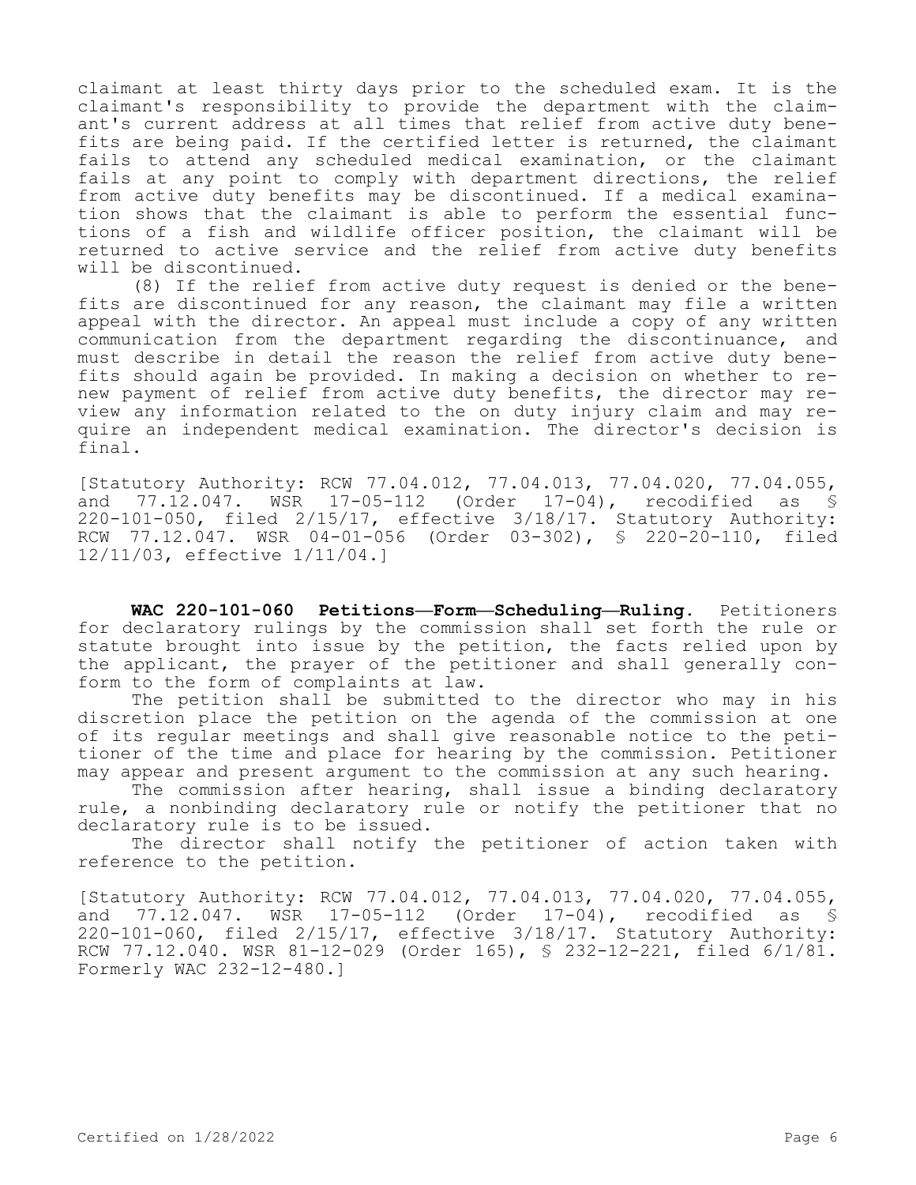claimant at least thirty days prior to the scheduled exam. It is the claimant's responsibility to provide the department with the claimant's current address at all times that relief from active duty benefits are being paid. If the certified letter is returned, the claimant fails to attend any scheduled medical examination, or the claimant fails at any point to comply with department directions, the relief from active duty benefits may be discontinued. If a medical examination shows that the claimant is able to perform the essential functions of a fish and wildlife officer position, the claimant will be returned to active service and the relief from active duty benefits will be discontinued.

(8) If the relief from active duty request is denied or the benefits are discontinued for any reason, the claimant may file a written appeal with the director. An appeal must include a copy of any written communication from the department regarding the discontinuance, and must describe in detail the reason the relief from active duty benefits should again be provided. In making a decision on whether to renew payment of relief from active duty benefits, the director may review any information related to the on duty injury claim and may require an independent medical examination. The director's decision is final.

[Statutory Authority: RCW 77.04.012, 77.04.013, 77.04.020, 77.04.055, and 77.12.047. WSR 17-05-112 (Order 17-04), recodified as § 220-101-050, filed 2/15/17, effective 3/18/17. Statutory Authority: RCW 77.12.047. WSR 04-01-056 (Order 03-302), § 220-20-110, filed 12/11/03, effective 1/11/04.]

**WAC 220-101-060 Petitions—Form—Scheduling—Ruling.** Petitioners for declaratory rulings by the commission shall set forth the rule or statute brought into issue by the petition, the facts relied upon by the applicant, the prayer of the petitioner and shall generally conform to the form of complaints at law.

The petition shall be submitted to the director who may in his discretion place the petition on the agenda of the commission at one of its regular meetings and shall give reasonable notice to the petitioner of the time and place for hearing by the commission. Petitioner may appear and present argument to the commission at any such hearing.

The commission after hearing, shall issue a binding declaratory rule, a nonbinding declaratory rule or notify the petitioner that no declaratory rule is to be issued.

The director shall notify the petitioner of action taken with reference to the petition.

[Statutory Authority: RCW 77.04.012, 77.04.013, 77.04.020, 77.04.055, and 77.12.047. WSR 17-05-112 (Order 17-04), recodified as § 220-101-060, filed 2/15/17, effective 3/18/17. Statutory Authority: RCW 77.12.040. WSR 81-12-029 (Order 165), § 232-12-221, filed 6/1/81. Formerly WAC 232-12-480.]